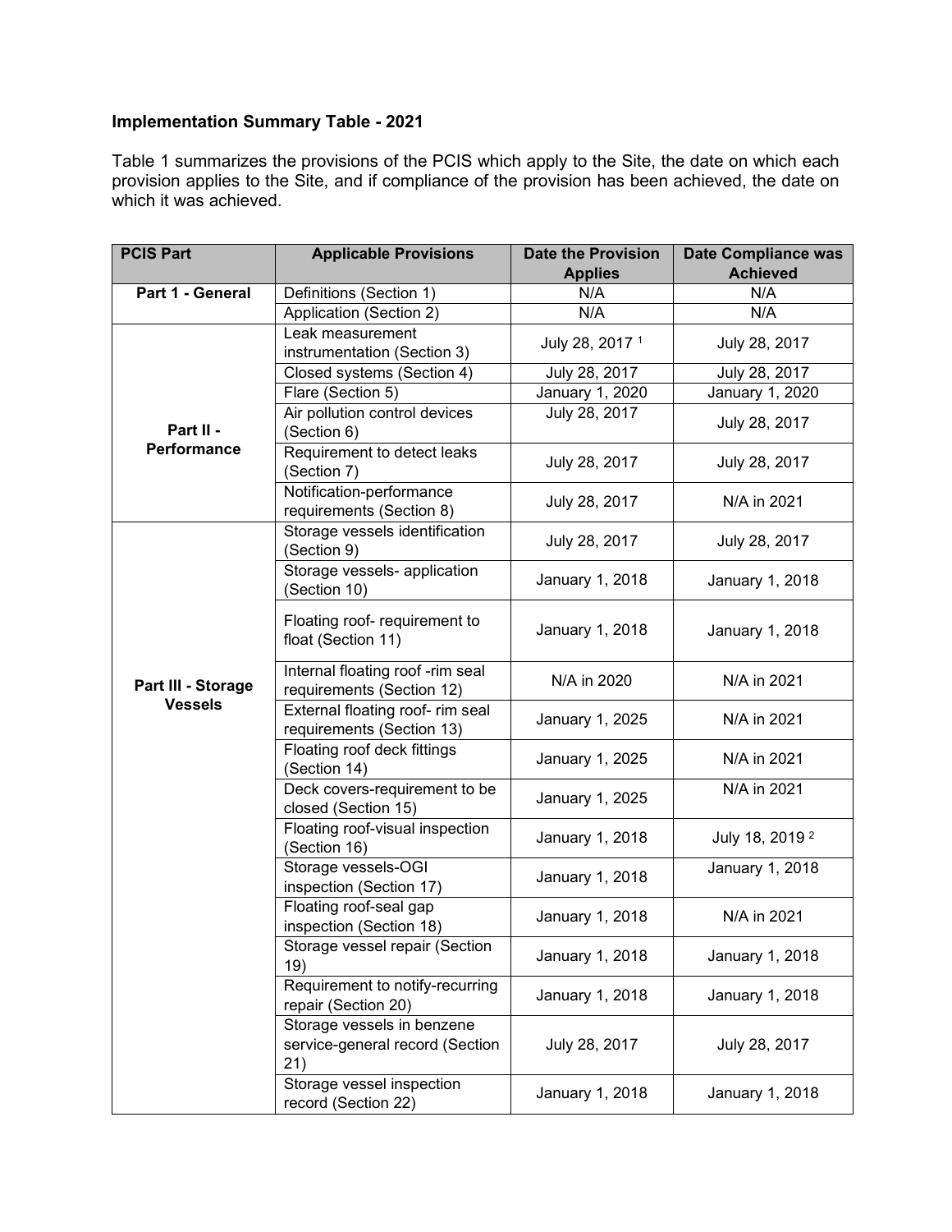## Implementation Summary Table - 2021

Table 1 summarizes the provisions of the PCIS which apply to the Site, the date on which each provision applies to the Site, and if compliance of the provision has been achieved, the date on which it was achieved.

| PCIS Part | Applicable Provisions | Date the Provision Applies | Date Compliance was Achieved |
|---|---|---|---|
| **Part 1 - General** | Definitions (Section 1) | N/A | N/A |
| | Application (Section 2) | N/A | N/A |
| **Part II - Performance** | Leak measurement instrumentation (Section 3) | July 28, 2017 [1] | July 28, 2017 |
| | Closed systems (Section 4) | July 28, 2017 | July 28, 2017 |
| | Flare (Section 5) | January 1, 2020 | January 1, 2020 |
| | Air pollution control devices (Section 6) | July 28, 2017 | July 28, 2017 |
| | Requirement to detect leaks (Section 7) | July 28, 2017 | July 28, 2017 |
| | Notification-performance requirements (Section 8) | July 28, 2017 | N/A in 2021 |
| **Part III - Storage Vessels** | Storage vessels identification (Section 9) | July 28, 2017 | July 28, 2017 |
| | Storage vessels- application (Section 10) | January 1, 2018 | January 1, 2018 |
| | Floating roof- requirement to float (Section 11) | January 1, 2018 | January 1, 2018 |
| | Internal floating roof -rim seal requirements (Section 12) | N/A in 2020 | N/A in 2021 |
| | External floating roof- rim seal requirements (Section 13) | January 1, 2025 | N/A in 2021 |
| | Floating roof deck fittings (Section 14) | January 1, 2025 | N/A in 2021 |
| | Deck covers-requirement to be closed (Section 15) | January 1, 2025 | N/A in 2021 |
| | Floating roof-visual inspection (Section 16) | January 1, 2018 | July 18, 2019 [2] |
| | Storage vessels-OGI inspection (Section 17) | January 1, 2018 | January 1, 2018 |
| | Floating roof-seal gap inspection (Section 18) | January 1, 2018 | N/A in 2021 |
| | Storage vessel repair (Section 19) | January 1, 2018 | January 1, 2018 |
| | Requirement to notify-recurring repair (Section 20) | January 1, 2018 | January 1, 2018 |
| | Storage vessels in benzene service-general record (Section 21) | July 28, 2017 | July 28, 2017 |
| | Storage vessel inspection record (Section 22) | January 1, 2018 | January 1, 2018 |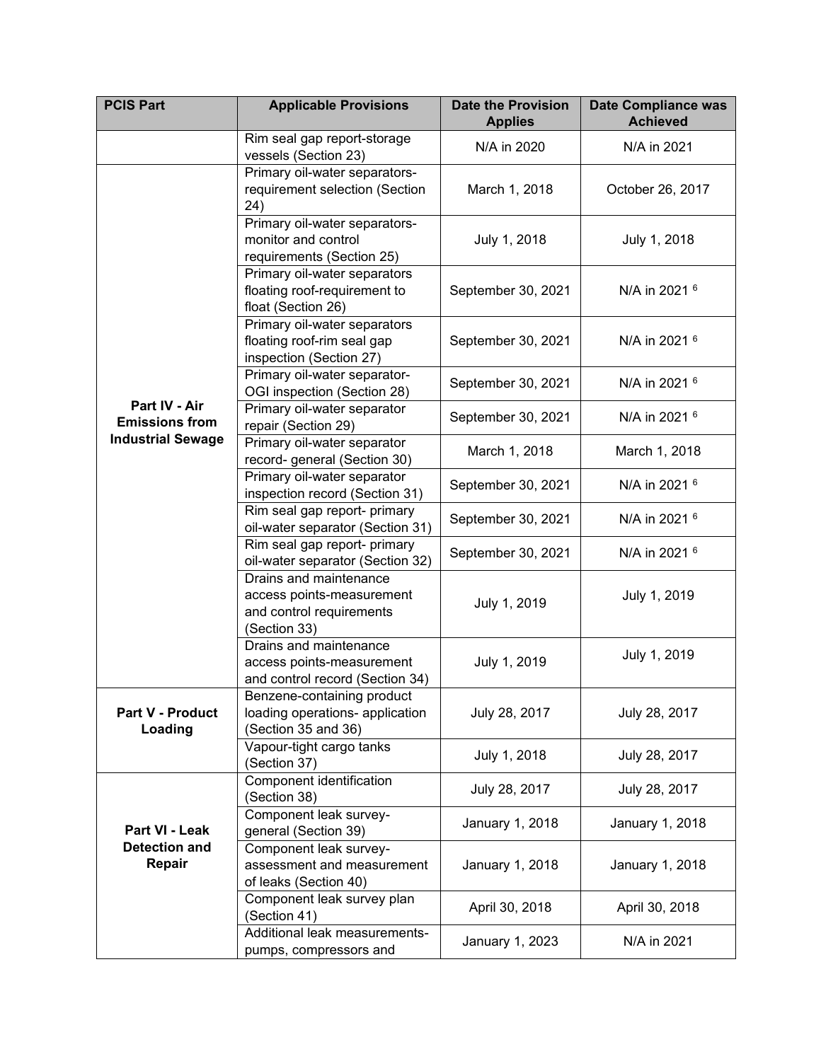| PCIS Part | Applicable Provisions | Date the Provision Applies | Date Compliance was Achieved |
|---|---|---|---|
| | Rim seal gap report-storage vessels (Section 23) | N/A in 2020 | N/A in 2021 |
| Part IV - Air Emissions from Industrial Sewage | Primary oil-water separators-requirement selection (Section 24) | March 1, 2018 | October 26, 2017 |
| | Primary oil-water separators-monitor and control requirements (Section 25) | July 1, 2018 | July 1, 2018 |
| | Primary oil-water separators floating roof-requirement to float (Section 26) | September 30, 2021 | N/A in 2021 [6] |
| | Primary oil-water separators floating roof-rim seal gap inspection (Section 27) | September 30, 2021 | N/A in 2021 [6] |
| | Primary oil-water separator-OGI inspection (Section 28) | September 30, 2021 | N/A in 2021 [6] |
| | Primary oil-water separator repair (Section 29) | September 30, 2021 | N/A in 2021 [6] |
| | Primary oil-water separator record- general (Section 30) | March 1, 2018 | March 1, 2018 |
| | Primary oil-water separator inspection record (Section 31) | September 30, 2021 | N/A in 2021 [6] |
| | Rim seal gap report- primary oil-water separator (Section 31) | September 30, 2021 | N/A in 2021 [6] |
| | Rim seal gap report- primary oil-water separator (Section 32) | September 30, 2021 | N/A in 2021 [6] |
| | Drains and maintenance access points-measurement and control requirements (Section 33) | July 1, 2019 | July 1, 2019 |
| | Drains and maintenance access points-measurement and control record (Section 34) | July 1, 2019 | July 1, 2019 |
| Part V - Product Loading | Benzene-containing product loading operations- application (Section 35 and 36) | July 28, 2017 | July 28, 2017 |
| | Vapour-tight cargo tanks (Section 37) | July 1, 2018 | July 28, 2017 |
| Part VI - Leak Detection and Repair | Component identification (Section 38) | July 28, 2017 | July 28, 2017 |
| | Component leak survey-general (Section 39) | January 1, 2018 | January 1, 2018 |
| | Component leak survey-assessment and measurement of leaks (Section 40) | January 1, 2018 | January 1, 2018 |
| | Component leak survey plan (Section 41) | April 30, 2018 | April 30, 2018 |
| | Additional leak measurements-pumps, compressors and | January 1, 2023 | N/A in 2021 |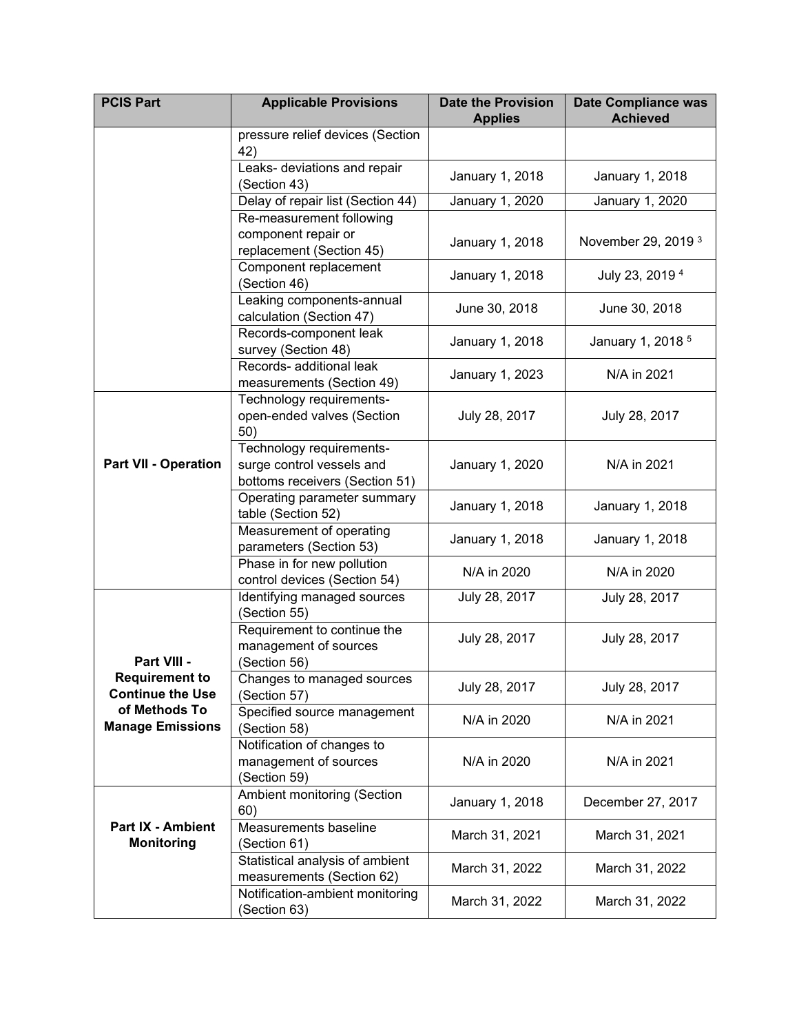| PCIS Part | Applicable Provisions | Date the Provision Applies | Date Compliance was Achieved |
|---|---|---|---|
| | pressure relief devices (Section 42) | | |
| | Leaks- deviations and repair (Section 43) | January 1, 2018 | January 1, 2018 |
| | Delay of repair list (Section 44) | January 1, 2020 | January 1, 2020 |
| | Re-measurement following component repair or replacement (Section 45) | January 1, 2018 | November 29, 2019 [3] |
| | Component replacement (Section 46) | January 1, 2018 | July 23, 2019 [4] |
| | Leaking components-annual calculation (Section 47) | June 30, 2018 | June 30, 2018 |
| | Records-component leak survey (Section 48) | January 1, 2018 | January 1, 2018 [5] |
| | Records- additional leak measurements (Section 49) | January 1, 2023 | N/A in 2021 |
| **Part VII - Operation** | Technology requirements- open-ended valves (Section 50) | July 28, 2017 | July 28, 2017 |
| | Technology requirements- surge control vessels and bottoms receivers (Section 51) | January 1, 2020 | N/A in 2021 |
| | Operating parameter summary table (Section 52) | January 1, 2018 | January 1, 2018 |
| | Measurement of operating parameters (Section 53) | January 1, 2018 | January 1, 2018 |
| | Phase in for new pollution control devices (Section 54) | N/A in 2020 | N/A in 2020 |
| **Part VIII - Requirement to Continue the Use of Methods To Manage Emissions** | Identifying managed sources (Section 55) | July 28, 2017 | July 28, 2017 |
| | Requirement to continue the management of sources (Section 56) | July 28, 2017 | July 28, 2017 |
| | Changes to managed sources (Section 57) | July 28, 2017 | July 28, 2017 |
| | Specified source management (Section 58) | N/A in 2020 | N/A in 2021 |
| | Notification of changes to management of sources (Section 59) | N/A in 2020 | N/A in 2021 |
| **Part IX - Ambient Monitoring** | Ambient monitoring (Section 60) | January 1, 2018 | December 27, 2017 |
| | Measurements baseline (Section 61) | March 31, 2021 | March 31, 2021 |
| | Statistical analysis of ambient measurements (Section 62) | March 31, 2022 | March 31, 2022 |
| | Notification-ambient monitoring (Section 63) | March 31, 2022 | March 31, 2022 |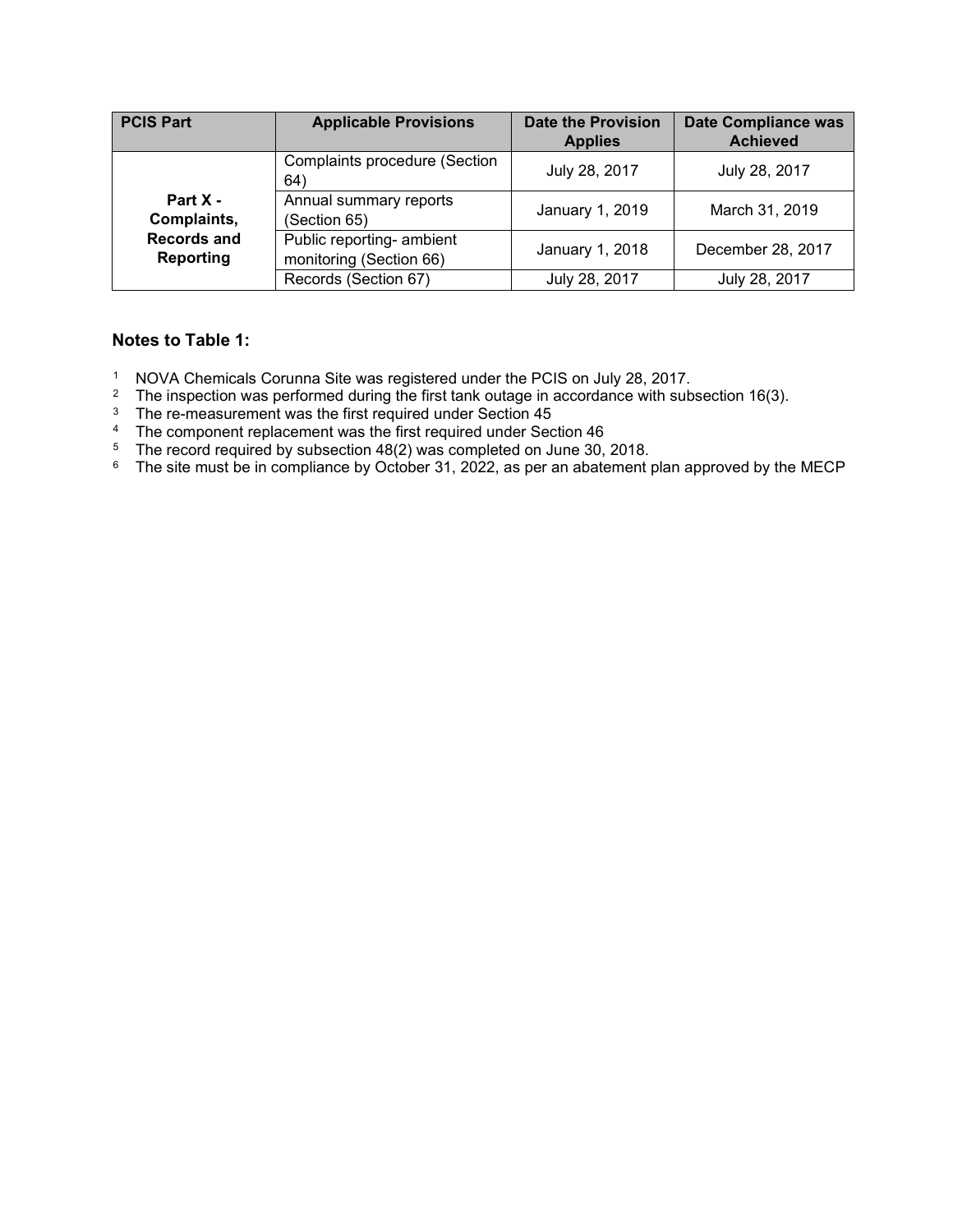| PCIS Part | Applicable Provisions | Date the Provision Applies | Date Compliance was Achieved |
|---|---|---|---|
| **Part X - Complaints, Records and Reporting** | Complaints procedure (Section 64) | July 28, 2017 | July 28, 2017 |
| | Annual summary reports (Section 65) | January 1, 2019 | March 31, 2019 |
| | Public reporting- ambient monitoring (Section 66) | January 1, 2018 | December 28, 2017 |
| | Records (Section 67) | July 28, 2017 | July 28, 2017 |

### Notes to Table 1:

1. NOVA Chemicals Corunna Site was registered under the PCIS on July 28, 2017.
2. The inspection was performed during the first tank outage in accordance with subsection 16(3).
3. The re-measurement was the first required under Section 45
4. The component replacement was the first required under Section 46
5. The record required by subsection 48(2) was completed on June 30, 2018.
6. The site must be in compliance by October 31, 2022, as per an abatement plan approved by the MECP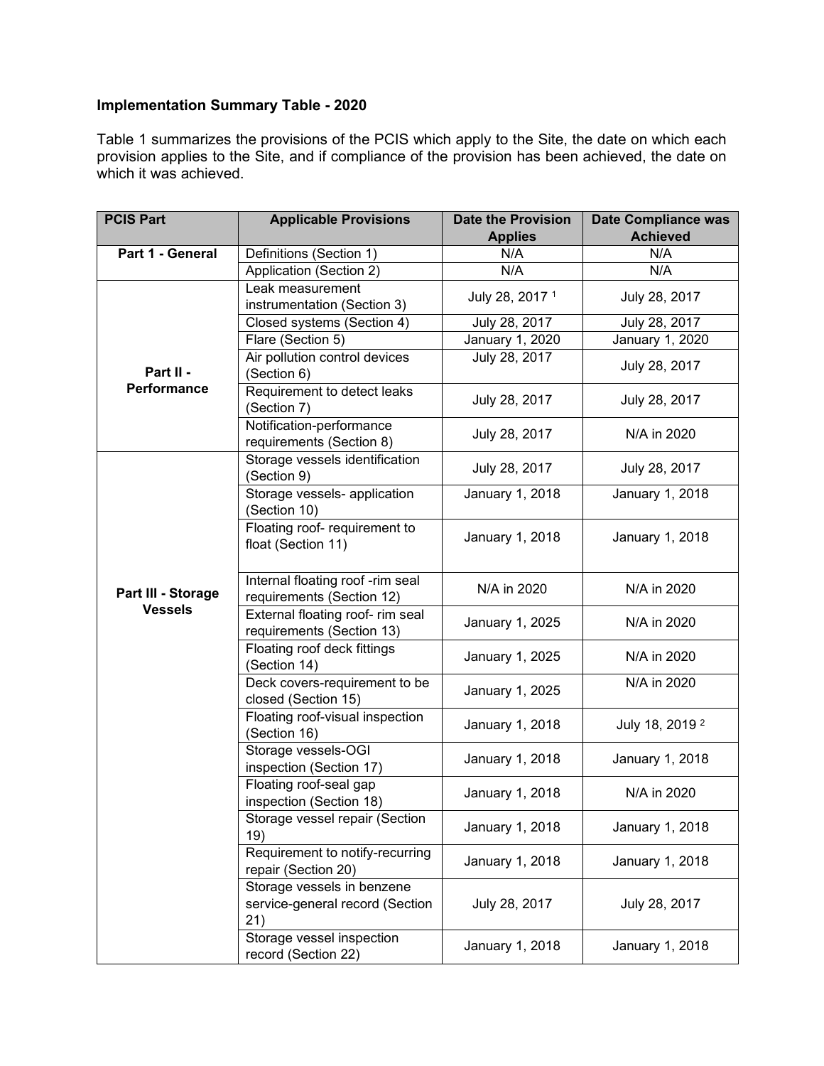**Implementation Summary Table - 2020**

Table 1 summarizes the provisions of the PCIS which apply to the Site, the date on which each provision applies to the Site, and if compliance of the provision has been achieved, the date on which it was achieved.

| PCIS Part | Applicable Provisions | Date the Provision Applies | Date Compliance was Achieved |
|---|---|---|---|
| **Part 1 - General** | Definitions (Section 1) | N/A | N/A |
| | Application (Section 2) | N/A | N/A |
| **Part II - Performance** | Leak measurement instrumentation (Section 3) | July 28, 2017 [1] | July 28, 2017 |
| | Closed systems (Section 4) | July 28, 2017 | July 28, 2017 |
| | Flare (Section 5) | January 1, 2020 | January 1, 2020 |
| | Air pollution control devices (Section 6) | July 28, 2017 | July 28, 2017 |
| | Requirement to detect leaks (Section 7) | July 28, 2017 | July 28, 2017 |
| | Notification-performance requirements (Section 8) | July 28, 2017 | N/A in 2020 |
| **Part III - Storage Vessels** | Storage vessels identification (Section 9) | July 28, 2017 | July 28, 2017 |
| | Storage vessels- application (Section 10) | January 1, 2018 | January 1, 2018 |
| | Floating roof- requirement to float (Section 11) | January 1, 2018 | January 1, 2018 |
| | Internal floating roof -rim seal requirements (Section 12) | N/A in 2020 | N/A in 2020 |
| | External floating roof- rim seal requirements (Section 13) | January 1, 2025 | N/A in 2020 |
| | Floating roof deck fittings (Section 14) | January 1, 2025 | N/A in 2020 |
| | Deck covers-requirement to be closed (Section 15) | January 1, 2025 | N/A in 2020 |
| | Floating roof-visual inspection (Section 16) | January 1, 2018 | July 18, 2019 [2] |
| | Storage vessels-OGI inspection (Section 17) | January 1, 2018 | January 1, 2018 |
| | Floating roof-seal gap inspection (Section 18) | January 1, 2018 | N/A in 2020 |
| | Storage vessel repair (Section 19) | January 1, 2018 | January 1, 2018 |
| | Requirement to notify-recurring repair (Section 20) | January 1, 2018 | January 1, 2018 |
| | Storage vessels in benzene service-general record (Section 21) | July 28, 2017 | July 28, 2017 |
| | Storage vessel inspection record (Section 22) | January 1, 2018 | January 1, 2018 |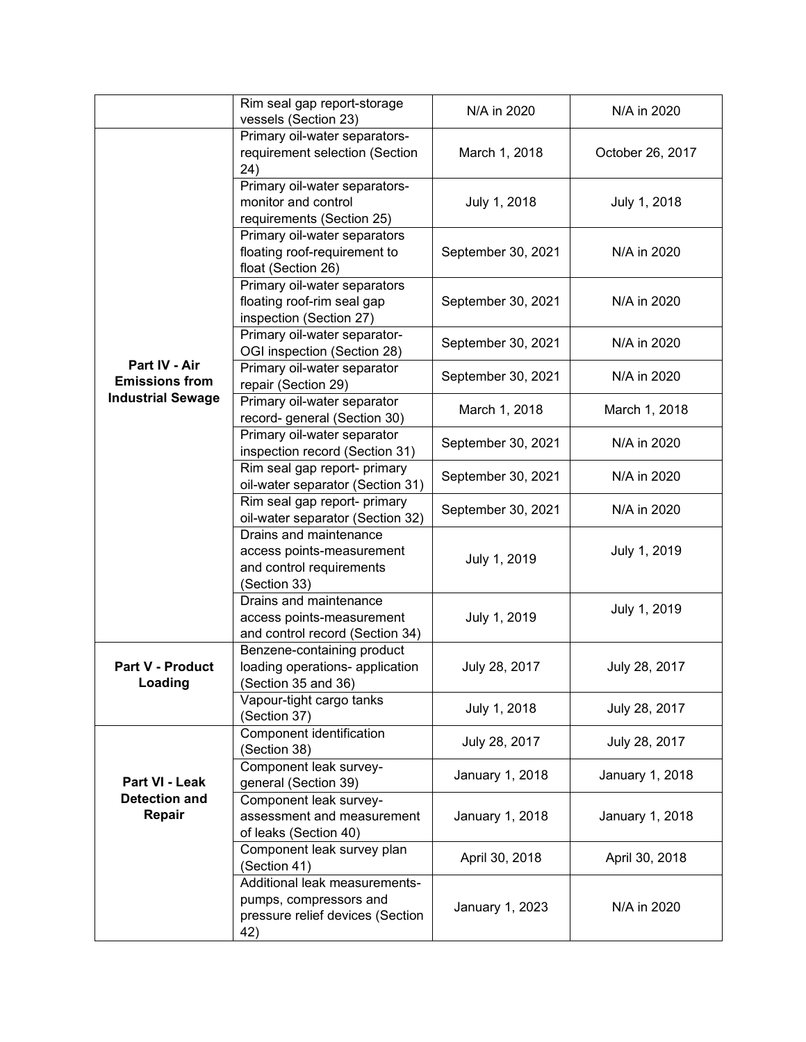|  |  |  |  |
|---|---|---|---|
|  | Rim seal gap report-storage vessels (Section 23) | N/A in 2020 | N/A in 2020 |
| **Part IV - Air Emissions from Industrial Sewage** | Primary oil-water separators-requirement selection (Section 24) | March 1, 2018 | October 26, 2017 |
|  | Primary oil-water separators-monitor and control requirements (Section 25) | July 1, 2018 | July 1, 2018 |
|  | Primary oil-water separators floating roof-requirement to float (Section 26) | September 30, 2021 | N/A in 2020 |
|  | Primary oil-water separators floating roof-rim seal gap inspection (Section 27) | September 30, 2021 | N/A in 2020 |
|  | Primary oil-water separator-OGI inspection (Section 28) | September 30, 2021 | N/A in 2020 |
|  | Primary oil-water separator repair (Section 29) | September 30, 2021 | N/A in 2020 |
|  | Primary oil-water separator record- general (Section 30) | March 1, 2018 | March 1, 2018 |
|  | Primary oil-water separator inspection record (Section 31) | September 30, 2021 | N/A in 2020 |
|  | Rim seal gap report- primary oil-water separator (Section 31) | September 30, 2021 | N/A in 2020 |
|  | Rim seal gap report- primary oil-water separator (Section 32) | September 30, 2021 | N/A in 2020 |
|  | Drains and maintenance access points-measurement and control requirements (Section 33) | July 1, 2019 | July 1, 2019 |
|  | Drains and maintenance access points-measurement and control record (Section 34) | July 1, 2019 | July 1, 2019 |
| **Part V - Product Loading** | Benzene-containing product loading operations- application (Section 35 and 36) | July 28, 2017 | July 28, 2017 |
|  | Vapour-tight cargo tanks (Section 37) | July 1, 2018 | July 28, 2017 |
| **Part VI - Leak Detection and Repair** | Component identification (Section 38) | July 28, 2017 | July 28, 2017 |
|  | Component leak survey-general (Section 39) | January 1, 2018 | January 1, 2018 |
|  | Component leak survey-assessment and measurement of leaks (Section 40) | January 1, 2018 | January 1, 2018 |
|  | Component leak survey plan (Section 41) | April 30, 2018 | April 30, 2018 |
|  | Additional leak measurements-pumps, compressors and pressure relief devices (Section 42) | January 1, 2023 | N/A in 2020 |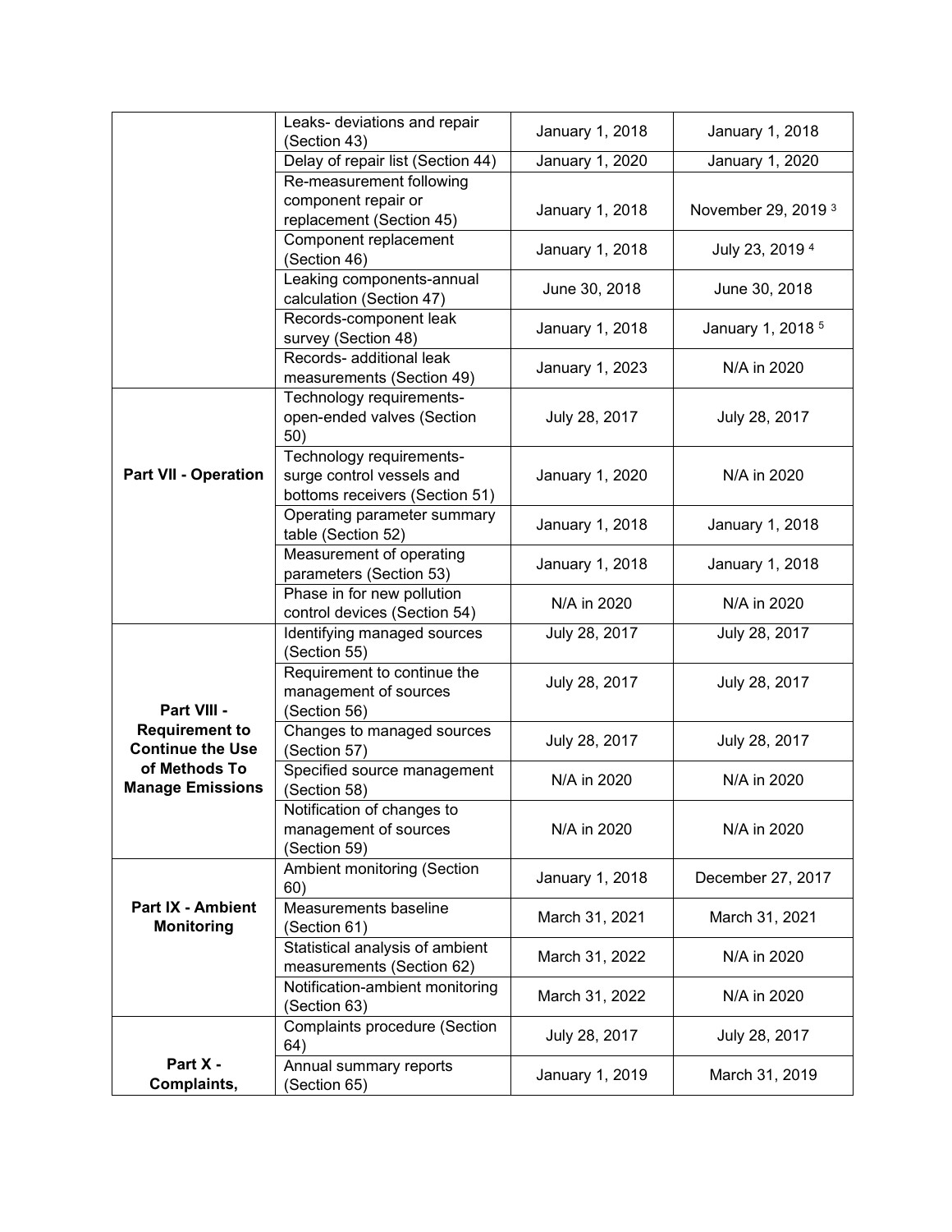| | | | |
|---|---|---|---|
| | Leaks- deviations and repair (Section 43) | January 1, 2018 | January 1, 2018 |
| | Delay of repair list (Section 44) | January 1, 2020 | January 1, 2020 |
| | Re-measurement following component repair or replacement (Section 45) | January 1, 2018 | November 29, 2019 [3] |
| | Component replacement (Section 46) | January 1, 2018 | July 23, 2019 [4] |
| | Leaking components-annual calculation (Section 47) | June 30, 2018 | June 30, 2018 |
| | Records-component leak survey (Section 48) | January 1, 2018 | January 1, 2018 [5] |
| | Records- additional leak measurements (Section 49) | January 1, 2023 | N/A in 2020 |
| **Part VII - Operation** | Technology requirements- open-ended valves (Section 50) | July 28, 2017 | July 28, 2017 |
| | Technology requirements- surge control vessels and bottoms receivers (Section 51) | January 1, 2020 | N/A in 2020 |
| | Operating parameter summary table (Section 52) | January 1, 2018 | January 1, 2018 |
| | Measurement of operating parameters (Section 53) | January 1, 2018 | January 1, 2018 |
| | Phase in for new pollution control devices (Section 54) | N/A in 2020 | N/A in 2020 |
| **Part VIII - Requirement to Continue the Use of Methods To Manage Emissions** | Identifying managed sources (Section 55) | July 28, 2017 | July 28, 2017 |
| | Requirement to continue the management of sources (Section 56) | July 28, 2017 | July 28, 2017 |
| | Changes to managed sources (Section 57) | July 28, 2017 | July 28, 2017 |
| | Specified source management (Section 58) | N/A in 2020 | N/A in 2020 |
| | Notification of changes to management of sources (Section 59) | N/A in 2020 | N/A in 2020 |
| **Part IX - Ambient Monitoring** | Ambient monitoring (Section 60) | January 1, 2018 | December 27, 2017 |
| | Measurements baseline (Section 61) | March 31, 2021 | March 31, 2021 |
| | Statistical analysis of ambient measurements (Section 62) | March 31, 2022 | N/A in 2020 |
| | Notification-ambient monitoring (Section 63) | March 31, 2022 | N/A in 2020 |
| **Part X - Complaints,** | Complaints procedure (Section 64) | July 28, 2017 | July 28, 2017 |
| | Annual summary reports (Section 65) | January 1, 2019 | March 31, 2019 |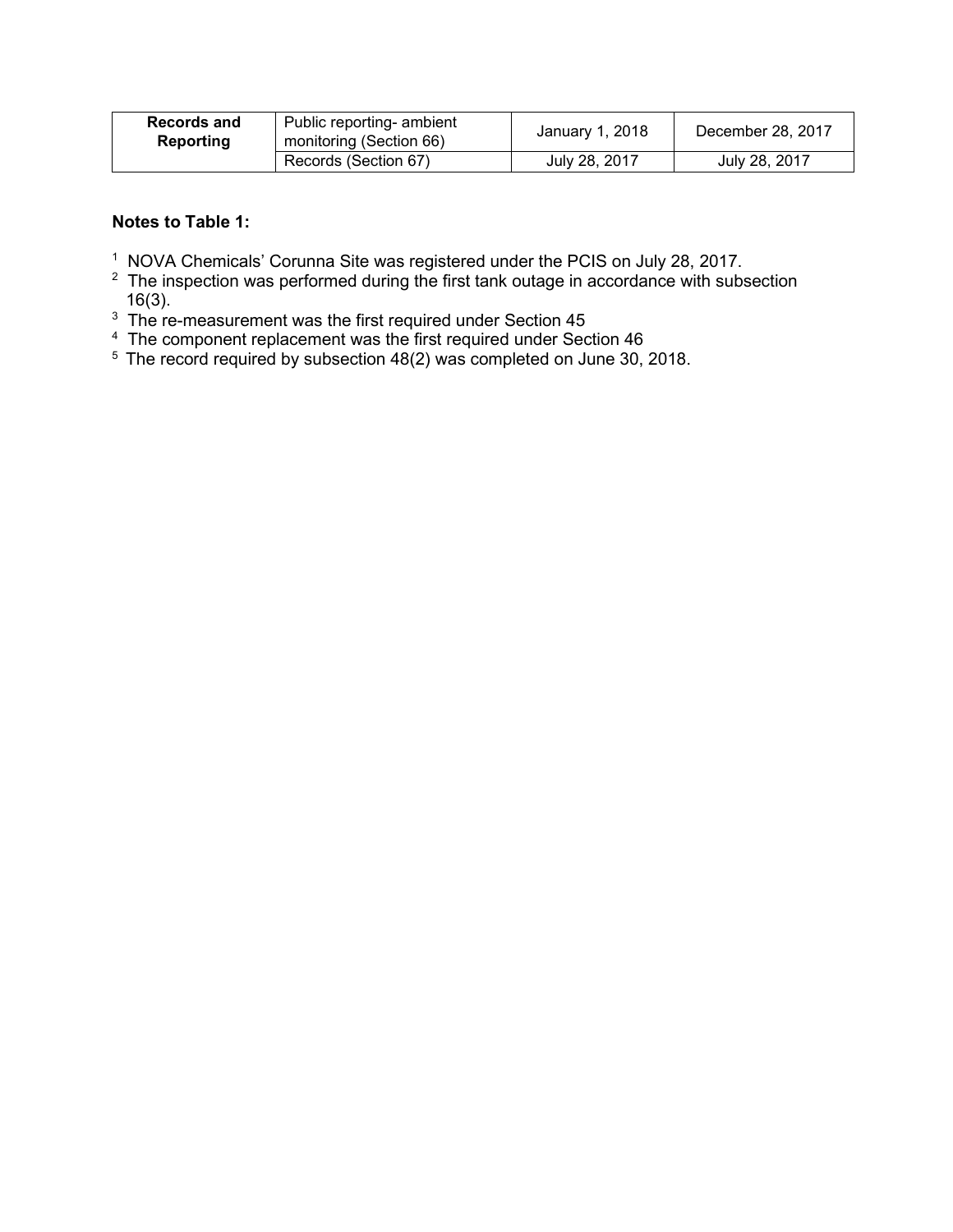| Records and Reporting | Public reporting- ambient monitoring (Section 66) | January 1, 2018 | December 28, 2017 |
|---|---|---|---|
| | Records (Section 67) | July 28, 2017 | July 28, 2017 |

**Notes to Table 1:**

[1] NOVA Chemicals' Corunna Site was registered under the PCIS on July 28, 2017.
[2] The inspection was performed during the first tank outage in accordance with subsection 16(3).
[3] The re-measurement was the first required under Section 45
[4] The component replacement was the first required under Section 46
[5] The record required by subsection 48(2) was completed on June 30, 2018.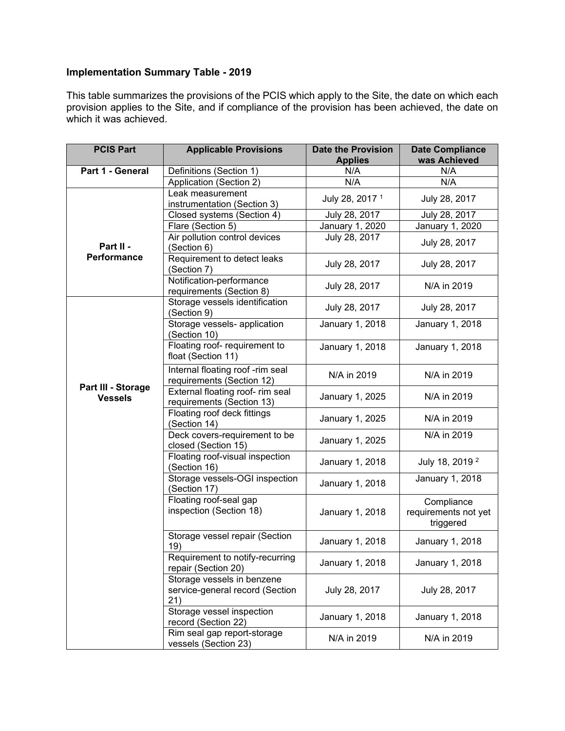## Implementation Summary Table - 2019

This table summarizes the provisions of the PCIS which apply to the Site, the date on which each provision applies to the Site, and if compliance of the provision has been achieved, the date on which it was achieved.

| PCIS Part | Applicable Provisions | Date the Provision Applies | Date Compliance was Achieved |
|---|---|---|---|
| **Part 1 - General** | Definitions (Section 1) | N/A | N/A |
| | Application (Section 2) | N/A | N/A |
| **Part II - Performance** | Leak measurement instrumentation (Section 3) | July 28, 2017 [1] | July 28, 2017 |
| | Closed systems (Section 4) | July 28, 2017 | July 28, 2017 |
| | Flare (Section 5) | January 1, 2020 | January 1, 2020 |
| | Air pollution control devices (Section 6) | July 28, 2017 | July 28, 2017 |
| | Requirement to detect leaks (Section 7) | July 28, 2017 | July 28, 2017 |
| | Notification-performance requirements (Section 8) | July 28, 2017 | N/A in 2019 |
| **Part III - Storage Vessels** | Storage vessels identification (Section 9) | July 28, 2017 | July 28, 2017 |
| | Storage vessels- application (Section 10) | January 1, 2018 | January 1, 2018 |
| | Floating roof- requirement to float (Section 11) | January 1, 2018 | January 1, 2018 |
| | Internal floating roof -rim seal requirements (Section 12) | N/A in 2019 | N/A in 2019 |
| | External floating roof- rim seal requirements (Section 13) | January 1, 2025 | N/A in 2019 |
| | Floating roof deck fittings (Section 14) | January 1, 2025 | N/A in 2019 |
| | Deck covers-requirement to be closed (Section 15) | January 1, 2025 | N/A in 2019 |
| | Floating roof-visual inspection (Section 16) | January 1, 2018 | July 18, 2019 [2] |
| | Storage vessels-OGI inspection (Section 17) | January 1, 2018 | January 1, 2018 |
| | Floating roof-seal gap inspection (Section 18) | January 1, 2018 | Compliance requirements not yet triggered |
| | Storage vessel repair (Section 19) | January 1, 2018 | January 1, 2018 |
| | Requirement to notify-recurring repair (Section 20) | January 1, 2018 | January 1, 2018 |
| | Storage vessels in benzene service-general record (Section 21) | July 28, 2017 | July 28, 2017 |
| | Storage vessel inspection record (Section 22) | January 1, 2018 | January 1, 2018 |
| | Rim seal gap report-storage vessels (Section 23) | N/A in 2019 | N/A in 2019 |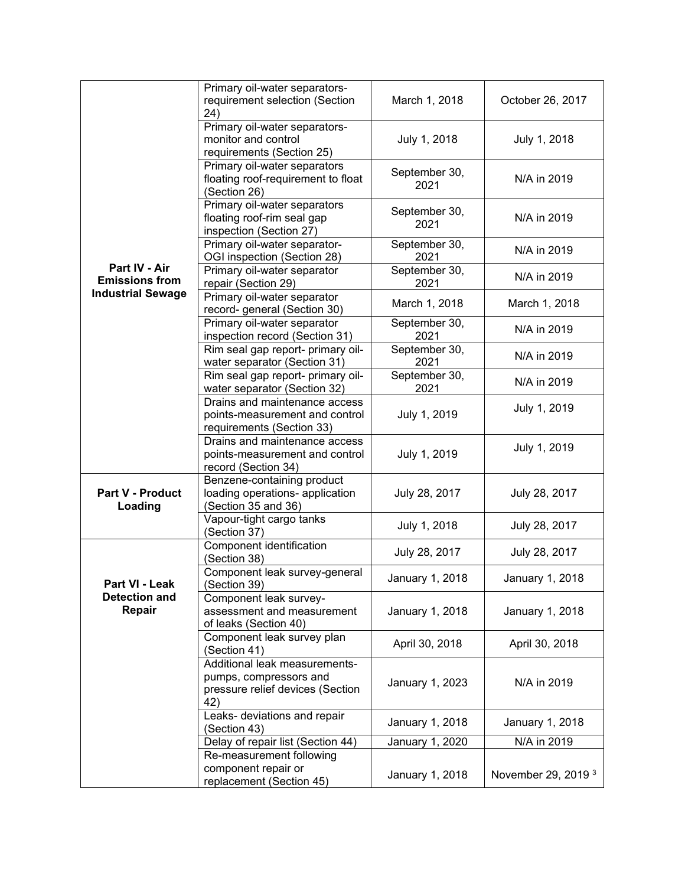| | | | |
|---|---|---|---|
| **Part IV - Air Emissions from Industrial Sewage** | Primary oil-water separators-requirement selection (Section 24) | March 1, 2018 | October 26, 2017 |
| | Primary oil-water separators-monitor and control requirements (Section 25) | July 1, 2018 | July 1, 2018 |
| | Primary oil-water separators floating roof-requirement to float (Section 26) | September 30, 2021 | N/A in 2019 |
| | Primary oil-water separators floating roof-rim seal gap inspection (Section 27) | September 30, 2021 | N/A in 2019 |
| | Primary oil-water separator-OGI inspection (Section 28) | September 30, 2021 | N/A in 2019 |
| | Primary oil-water separator repair (Section 29) | September 30, 2021 | N/A in 2019 |
| | Primary oil-water separator record- general (Section 30) | March 1, 2018 | March 1, 2018 |
| | Primary oil-water separator inspection record (Section 31) | September 30, 2021 | N/A in 2019 |
| | Rim seal gap report- primary oil-water separator (Section 31) | September 30, 2021 | N/A in 2019 |
| | Rim seal gap report- primary oil-water separator (Section 32) | September 30, 2021 | N/A in 2019 |
| | Drains and maintenance access points-measurement and control requirements (Section 33) | July 1, 2019 | July 1, 2019 |
| | Drains and maintenance access points-measurement and control record (Section 34) | July 1, 2019 | July 1, 2019 |
| **Part V - Product Loading** | Benzene-containing product loading operations- application (Section 35 and 36) | July 28, 2017 | July 28, 2017 |
| | Vapour-tight cargo tanks (Section 37) | July 1, 2018 | July 28, 2017 |
| **Part VI - Leak Detection and Repair** | Component identification (Section 38) | July 28, 2017 | July 28, 2017 |
| | Component leak survey-general (Section 39) | January 1, 2018 | January 1, 2018 |
| | Component leak survey-assessment and measurement of leaks (Section 40) | January 1, 2018 | January 1, 2018 |
| | Component leak survey plan (Section 41) | April 30, 2018 | April 30, 2018 |
| | Additional leak measurements-pumps, compressors and pressure relief devices (Section 42) | January 1, 2023 | N/A in 2019 |
| | Leaks- deviations and repair (Section 43) | January 1, 2018 | January 1, 2018 |
| | Delay of repair list (Section 44) | January 1, 2020 | N/A in 2019 |
| | Re-measurement following component repair or replacement (Section 45) | January 1, 2018 | November 29, 2019 [3] |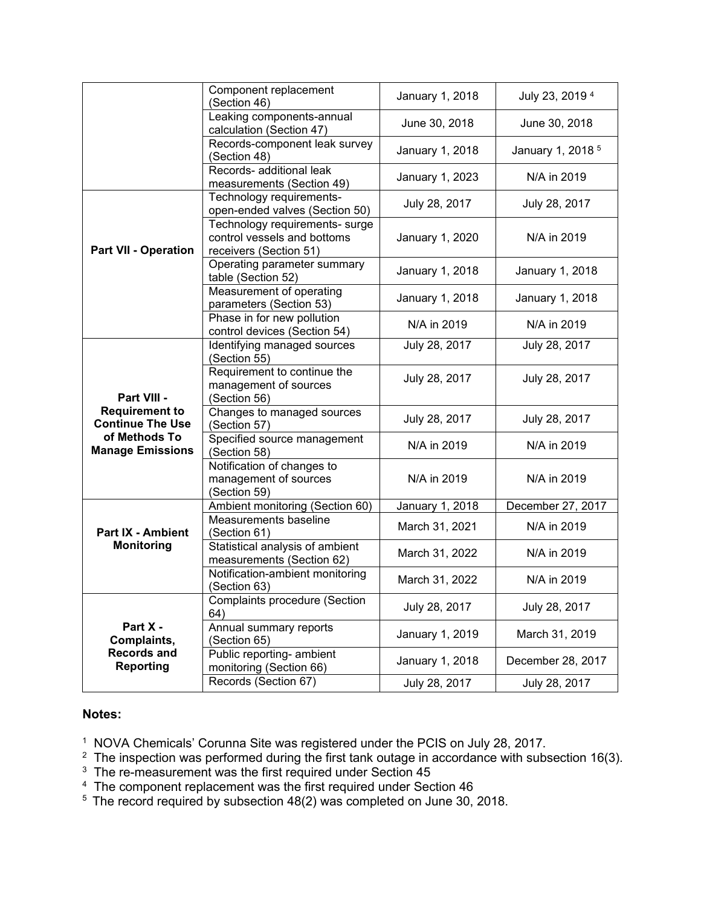| | | | |
|---|---|---|---|
| | Component replacement (Section 46) | January 1, 2018 | July 23, 2019 [4] |
| | Leaking components-annual calculation (Section 47) | June 30, 2018 | June 30, 2018 |
| | Records-component leak survey (Section 48) | January 1, 2018 | January 1, 2018 [5] |
| | Records- additional leak measurements (Section 49) | January 1, 2023 | N/A in 2019 |
| **Part VII - Operation** | Technology requirements- open-ended valves (Section 50) | July 28, 2017 | July 28, 2017 |
| | Technology requirements- surge control vessels and bottoms receivers (Section 51) | January 1, 2020 | N/A in 2019 |
| | Operating parameter summary table (Section 52) | January 1, 2018 | January 1, 2018 |
| | Measurement of operating parameters (Section 53) | January 1, 2018 | January 1, 2018 |
| | Phase in for new pollution control devices (Section 54) | N/A in 2019 | N/A in 2019 |
| **Part VIII - Requirement to Continue The Use of Methods To Manage Emissions** | Identifying managed sources (Section 55) | July 28, 2017 | July 28, 2017 |
| | Requirement to continue the management of sources (Section 56) | July 28, 2017 | July 28, 2017 |
| | Changes to managed sources (Section 57) | July 28, 2017 | July 28, 2017 |
| | Specified source management (Section 58) | N/A in 2019 | N/A in 2019 |
| | Notification of changes to management of sources (Section 59) | N/A in 2019 | N/A in 2019 |
| **Part IX - Ambient Monitoring** | Ambient monitoring (Section 60) | January 1, 2018 | December 27, 2017 |
| | Measurements baseline (Section 61) | March 31, 2021 | N/A in 2019 |
| | Statistical analysis of ambient measurements (Section 62) | March 31, 2022 | N/A in 2019 |
| | Notification-ambient monitoring (Section 63) | March 31, 2022 | N/A in 2019 |
| **Part X - Complaints, Records and Reporting** | Complaints procedure (Section 64) | July 28, 2017 | July 28, 2017 |
| | Annual summary reports (Section 65) | January 1, 2019 | March 31, 2019 |
| | Public reporting- ambient monitoring (Section 66) | January 1, 2018 | December 28, 2017 |
| | Records (Section 67) | July 28, 2017 | July 28, 2017 |

**Notes:**

[1] NOVA Chemicals' Corunna Site was registered under the PCIS on July 28, 2017.
[2] The inspection was performed during the first tank outage in accordance with subsection 16(3).
[3] The re-measurement was the first required under Section 45
[4] The component replacement was the first required under Section 46
[5] The record required by subsection 48(2) was completed on June 30, 2018.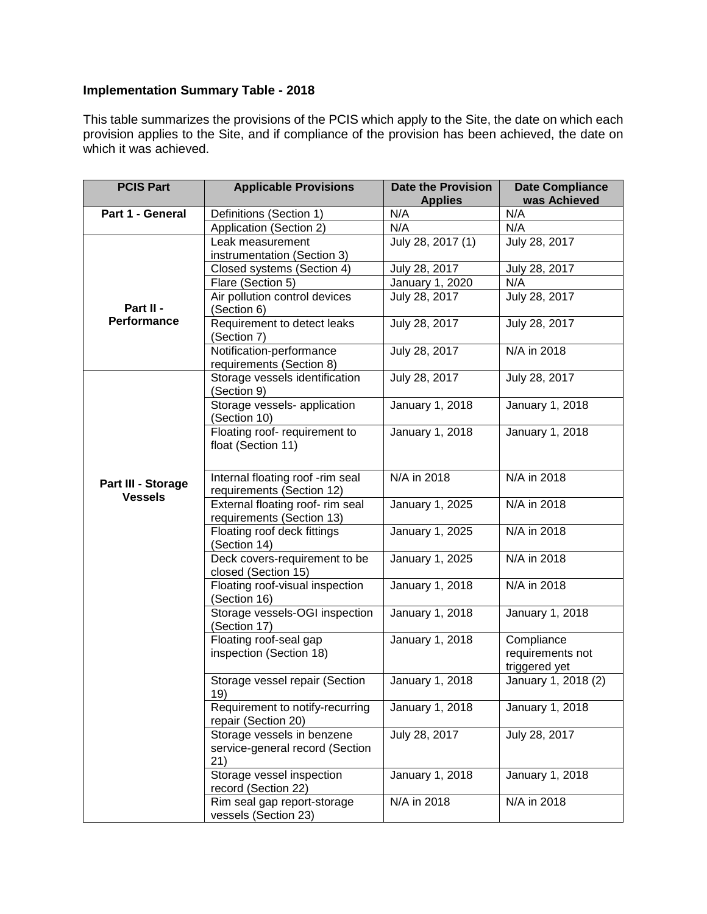**Implementation Summary Table - 2018**

This table summarizes the provisions of the PCIS which apply to the Site, the date on which each provision applies to the Site, and if compliance of the provision has been achieved, the date on which it was achieved.

| PCIS Part | Applicable Provisions | Date the Provision Applies | Date Compliance was Achieved |
|---|---|---|---|
| **Part 1 - General** | Definitions (Section 1) | N/A | N/A |
| | Application (Section 2) | N/A | N/A |
| **Part II - Performance** | Leak measurement instrumentation (Section 3) | July 28, 2017 (1) | July 28, 2017 |
| | Closed systems (Section 4) | July 28, 2017 | July 28, 2017 |
| | Flare (Section 5) | January 1, 2020 | N/A |
| | Air pollution control devices (Section 6) | July 28, 2017 | July 28, 2017 |
| | Requirement to detect leaks (Section 7) | July 28, 2017 | July 28, 2017 |
| | Notification-performance requirements (Section 8) | July 28, 2017 | N/A in 2018 |
| **Part III - Storage Vessels** | Storage vessels identification (Section 9) | July 28, 2017 | July 28, 2017 |
| | Storage vessels- application (Section 10) | January 1, 2018 | January 1, 2018 |
| | Floating roof- requirement to float (Section 11) | January 1, 2018 | January 1, 2018 |
| | Internal floating roof -rim seal requirements (Section 12) | N/A in 2018 | N/A in 2018 |
| | External floating roof- rim seal requirements (Section 13) | January 1, 2025 | N/A in 2018 |
| | Floating roof deck fittings (Section 14) | January 1, 2025 | N/A in 2018 |
| | Deck covers-requirement to be closed (Section 15) | January 1, 2025 | N/A in 2018 |
| | Floating roof-visual inspection (Section 16) | January 1, 2018 | N/A in 2018 |
| | Storage vessels-OGI inspection (Section 17) | January 1, 2018 | January 1, 2018 |
| | Floating roof-seal gap inspection (Section 18) | January 1, 2018 | Compliance requirements not triggered yet |
| | Storage vessel repair (Section 19) | January 1, 2018 | January 1, 2018 (2) |
| | Requirement to notify-recurring repair (Section 20) | January 1, 2018 | January 1, 2018 |
| | Storage vessels in benzene service-general record (Section 21) | July 28, 2017 | July 28, 2017 |
| | Storage vessel inspection record (Section 22) | January 1, 2018 | January 1, 2018 |
| | Rim seal gap report-storage vessels (Section 23) | N/A in 2018 | N/A in 2018 |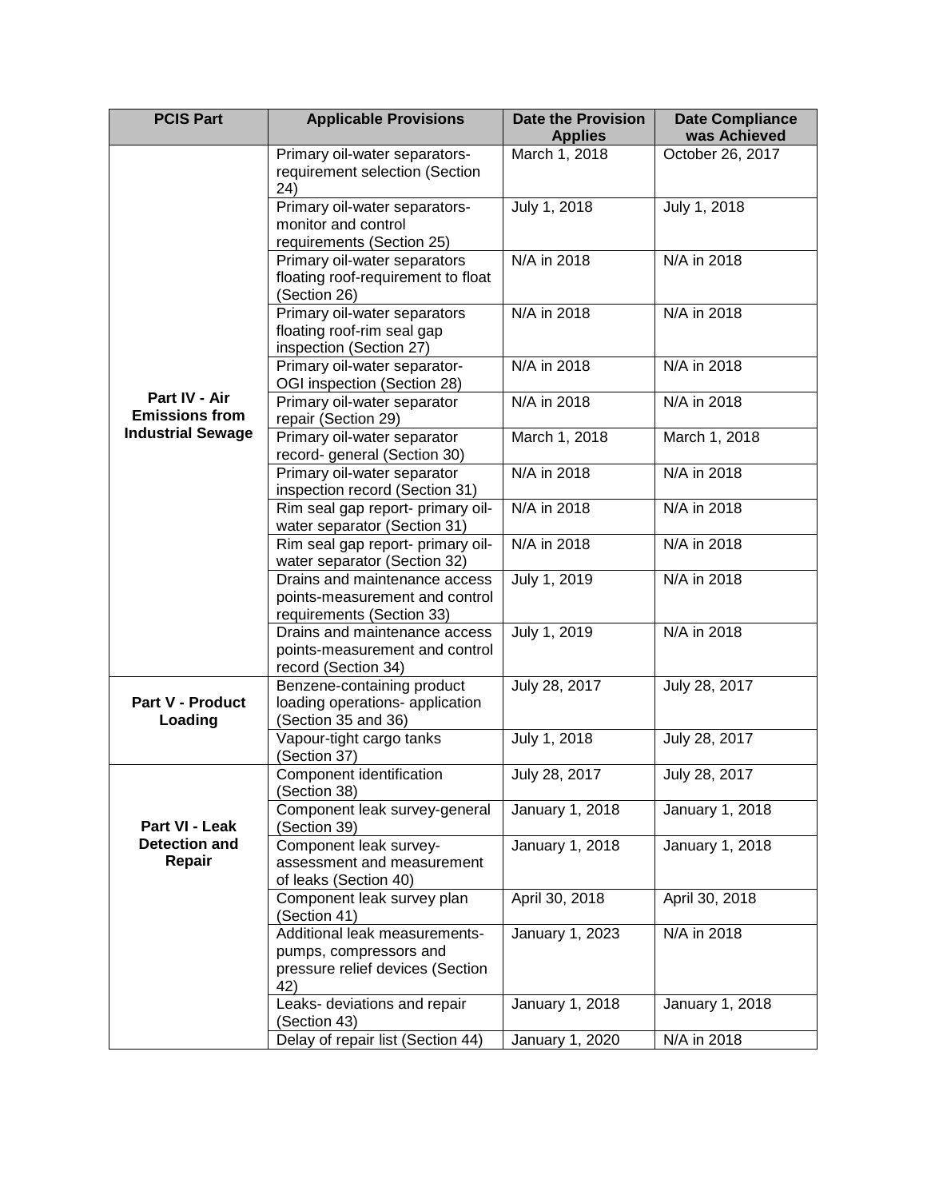| PCIS Part | Applicable Provisions | Date the Provision Applies | Date Compliance was Achieved |
|---|---|---|---|
| **Part IV - Air Emissions from Industrial Sewage** | Primary oil-water separators-requirement selection (Section 24) | March 1, 2018 | October 26, 2017 |
| | Primary oil-water separators-monitor and control requirements (Section 25) | July 1, 2018 | July 1, 2018 |
| | Primary oil-water separators floating roof-requirement to float (Section 26) | N/A in 2018 | N/A in 2018 |
| | Primary oil-water separators floating roof-rim seal gap inspection (Section 27) | N/A in 2018 | N/A in 2018 |
| | Primary oil-water separator-OGI inspection (Section 28) | N/A in 2018 | N/A in 2018 |
| | Primary oil-water separator repair (Section 29) | N/A in 2018 | N/A in 2018 |
| | Primary oil-water separator record- general (Section 30) | March 1, 2018 | March 1, 2018 |
| | Primary oil-water separator inspection record (Section 31) | N/A in 2018 | N/A in 2018 |
| | Rim seal gap report- primary oil-water separator (Section 31) | N/A in 2018 | N/A in 2018 |
| | Rim seal gap report- primary oil-water separator (Section 32) | N/A in 2018 | N/A in 2018 |
| | Drains and maintenance access points-measurement and control requirements (Section 33) | July 1, 2019 | N/A in 2018 |
| | Drains and maintenance access points-measurement and control record (Section 34) | July 1, 2019 | N/A in 2018 |
| **Part V - Product Loading** | Benzene-containing product loading operations- application (Section 35 and 36) | July 28, 2017 | July 28, 2017 |
| | Vapour-tight cargo tanks (Section 37) | July 1, 2018 | July 28, 2017 |
| **Part VI - Leak Detection and Repair** | Component identification (Section 38) | July 28, 2017 | July 28, 2017 |
| | Component leak survey-general (Section 39) | January 1, 2018 | January 1, 2018 |
| | Component leak survey-assessment and measurement of leaks (Section 40) | January 1, 2018 | January 1, 2018 |
| | Component leak survey plan (Section 41) | April 30, 2018 | April 30, 2018 |
| | Additional leak measurements-pumps, compressors and pressure relief devices (Section 42) | January 1, 2023 | N/A in 2018 |
| | Leaks- deviations and repair (Section 43) | January 1, 2018 | January 1, 2018 |
| | Delay of repair list (Section 44) | January 1, 2020 | N/A in 2018 |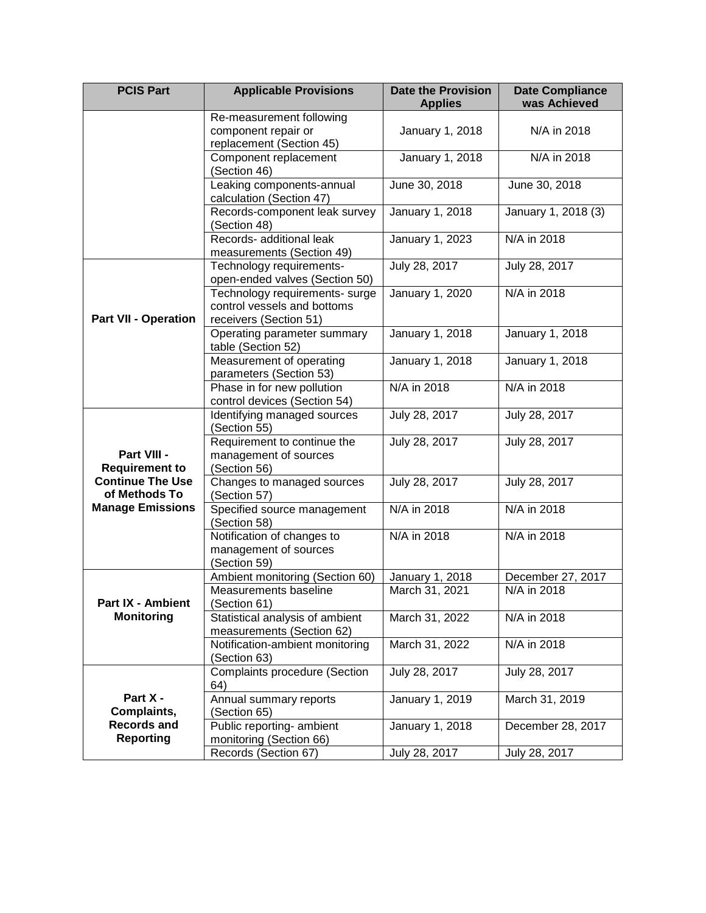| PCIS Part | Applicable Provisions | Date the Provision Applies | Date Compliance was Achieved |
|---|---|---|---|
| | Re-measurement following component repair or replacement (Section 45) | January 1, 2018 | N/A in 2018 |
| | Component replacement (Section 46) | January 1, 2018 | N/A in 2018 |
| | Leaking components-annual calculation (Section 47) | June 30, 2018 | June 30, 2018 |
| | Records-component leak survey (Section 48) | January 1, 2018 | January 1, 2018 (3) |
| | Records- additional leak measurements (Section 49) | January 1, 2023 | N/A in 2018 |
| **Part VII - Operation** | Technology requirements- open-ended valves (Section 50) | July 28, 2017 | July 28, 2017 |
| | Technology requirements- surge control vessels and bottoms receivers (Section 51) | January 1, 2020 | N/A in 2018 |
| | Operating parameter summary table (Section 52) | January 1, 2018 | January 1, 2018 |
| | Measurement of operating parameters (Section 53) | January 1, 2018 | January 1, 2018 |
| | Phase in for new pollution control devices (Section 54) | N/A in 2018 | N/A in 2018 |
| **Part VIII - Requirement to Continue The Use of Methods To Manage Emissions** | Identifying managed sources (Section 55) | July 28, 2017 | July 28, 2017 |
| | Requirement to continue the management of sources (Section 56) | July 28, 2017 | July 28, 2017 |
| | Changes to managed sources (Section 57) | July 28, 2017 | July 28, 2017 |
| | Specified source management (Section 58) | N/A in 2018 | N/A in 2018 |
| | Notification of changes to management of sources (Section 59) | N/A in 2018 | N/A in 2018 |
| **Part IX - Ambient Monitoring** | Ambient monitoring (Section 60) | January 1, 2018 | December 27, 2017 |
| | Measurements baseline (Section 61) | March 31, 2021 | N/A in 2018 |
| | Statistical analysis of ambient measurements (Section 62) | March 31, 2022 | N/A in 2018 |
| | Notification-ambient monitoring (Section 63) | March 31, 2022 | N/A in 2018 |
| **Part X - Complaints, Records and Reporting** | Complaints procedure (Section 64) | July 28, 2017 | July 28, 2017 |
| | Annual summary reports (Section 65) | January 1, 2019 | March 31, 2019 |
| | Public reporting- ambient monitoring (Section 66) | January 1, 2018 | December 28, 2017 |
| | Records (Section 67) | July 28, 2017 | July 28, 2017 |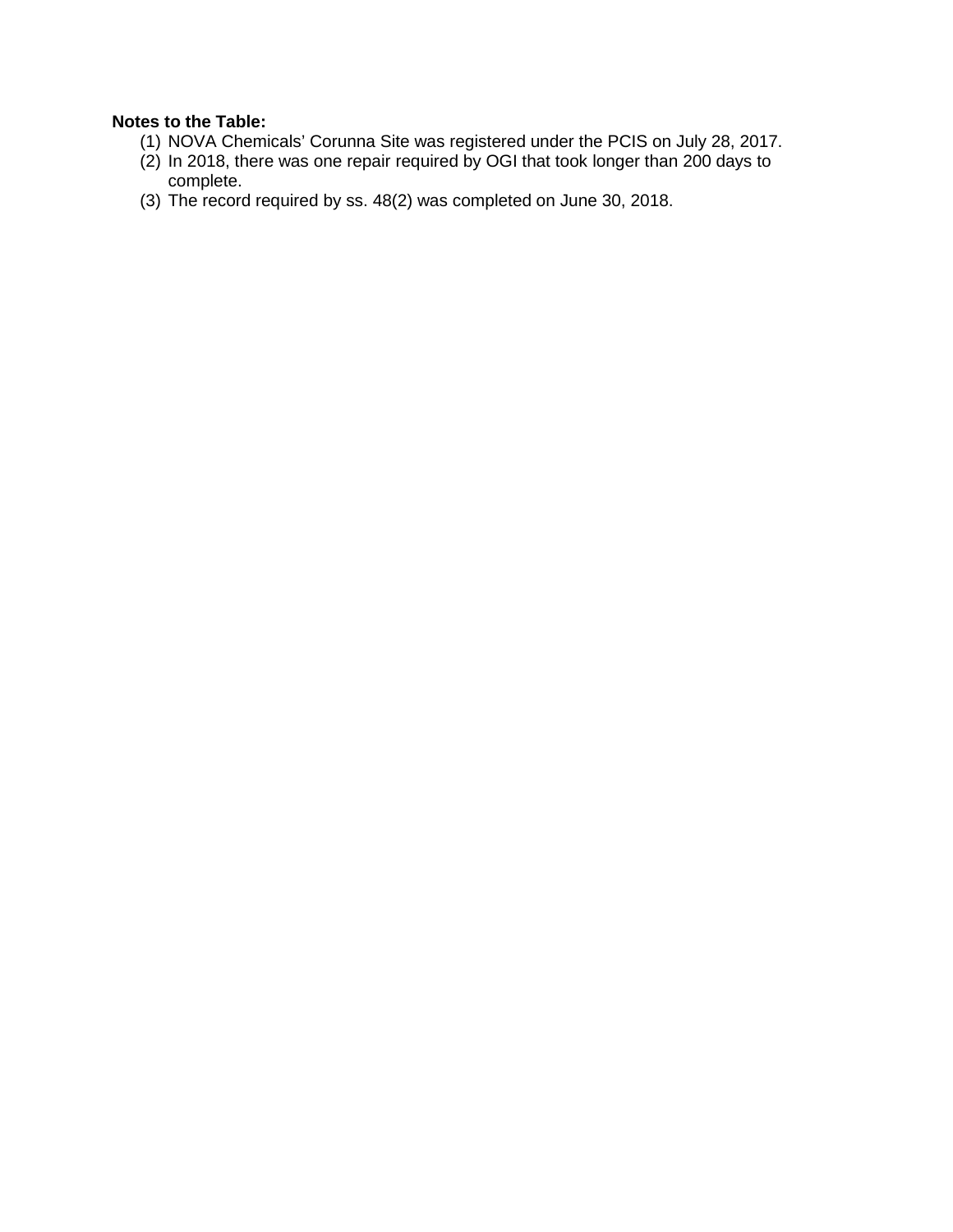**Notes to the Table:**

1. NOVA Chemicals' Corunna Site was registered under the PCIS on July 28, 2017.
2. In 2018, there was one repair required by OGI that took longer than 200 days to complete.
3. The record required by ss. 48(2) was completed on June 30, 2018.